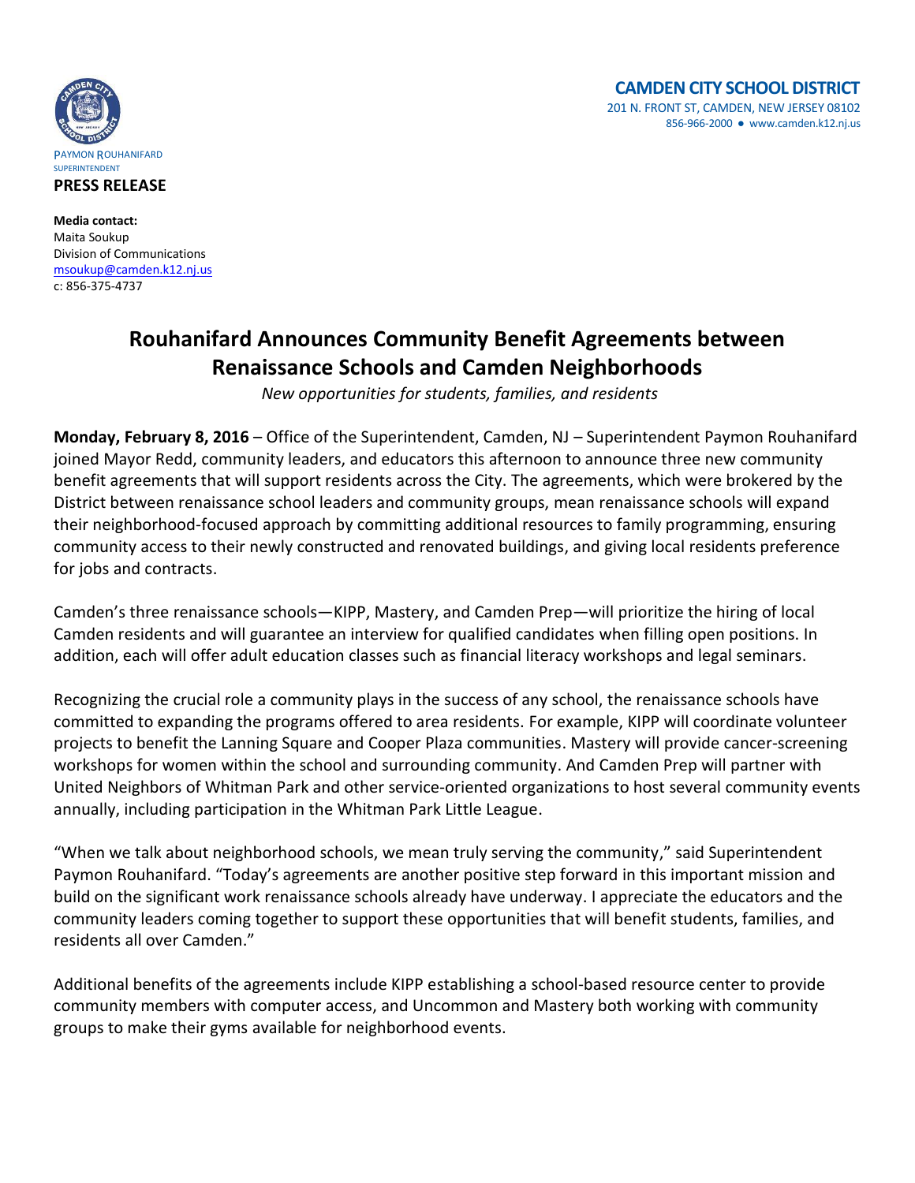**CAMDEN CITY SCHOOL DISTRICT**
201 N. FRONT ST, CAMDEN, NEW JERSEY 08102
856-966-2000 ● www.camden.k12.nj.us

PAYMON ROUHANIFARD
SUPERINTENDENT

**PRESS RELEASE**

**Media contact:**
Maita Soukup
Division of Communications
msoukup@camden.k12.nj.us
c: 856-375-4737

# Rouhanifard Announces Community Benefit Agreements between Renaissance Schools and Camden Neighborhoods

*New opportunities for students, families, and residents*

**Monday, February 8, 2016** – Office of the Superintendent, Camden, NJ – Superintendent Paymon Rouhanifard joined Mayor Redd, community leaders, and educators this afternoon to announce three new community benefit agreements that will support residents across the City. The agreements, which were brokered by the District between renaissance school leaders and community groups, mean renaissance schools will expand their neighborhood-focused approach by committing additional resources to family programming, ensuring community access to their newly constructed and renovated buildings, and giving local residents preference for jobs and contracts.

Camden's three renaissance schools—KIPP, Mastery, and Camden Prep—will prioritize the hiring of local Camden residents and will guarantee an interview for qualified candidates when filling open positions. In addition, each will offer adult education classes such as financial literacy workshops and legal seminars.

Recognizing the crucial role a community plays in the success of any school, the renaissance schools have committed to expanding the programs offered to area residents. For example, KIPP will coordinate volunteer projects to benefit the Lanning Square and Cooper Plaza communities. Mastery will provide cancer-screening workshops for women within the school and surrounding community. And Camden Prep will partner with United Neighbors of Whitman Park and other service-oriented organizations to host several community events annually, including participation in the Whitman Park Little League.

"When we talk about neighborhood schools, we mean truly serving the community," said Superintendent Paymon Rouhanifard. "Today's agreements are another positive step forward in this important mission and build on the significant work renaissance schools already have underway. I appreciate the educators and the community leaders coming together to support these opportunities that will benefit students, families, and residents all over Camden."

Additional benefits of the agreements include KIPP establishing a school-based resource center to provide community members with computer access, and Uncommon and Mastery both working with community groups to make their gyms available for neighborhood events.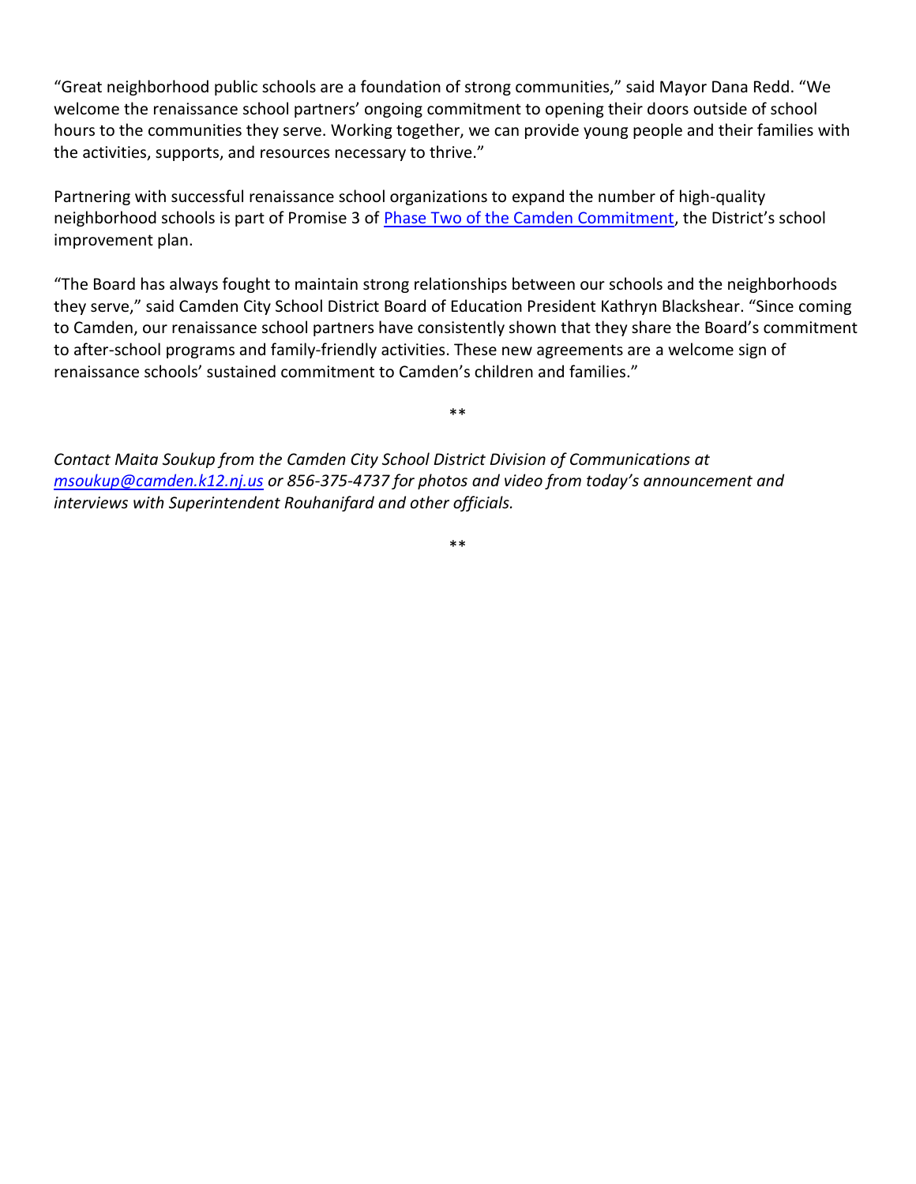"Great neighborhood public schools are a foundation of strong communities," said Mayor Dana Redd. "We welcome the renaissance school partners' ongoing commitment to opening their doors outside of school hours to the communities they serve. Working together, we can provide young people and their families with the activities, supports, and resources necessary to thrive."

Partnering with successful renaissance school organizations to expand the number of high-quality neighborhood schools is part of Promise 3 of [Phase Two of the Camden Commitment](), the District's school improvement plan.

"The Board has always fought to maintain strong relationships between our schools and the neighborhoods they serve," said Camden City School District Board of Education President Kathryn Blackshear. "Since coming to Camden, our renaissance school partners have consistently shown that they share the Board's commitment to after-school programs and family-friendly activities. These new agreements are a welcome sign of renaissance schools' sustained commitment to Camden's children and families."

**

*Contact Maita Soukup from the Camden City School District Division of Communications at [msoukup@camden.k12.nj.us](mailto:msoukup@camden.k12.nj.us) or 856-375-4737 for photos and video from today's announcement and interviews with Superintendent Rouhanifard and other officials.*

**